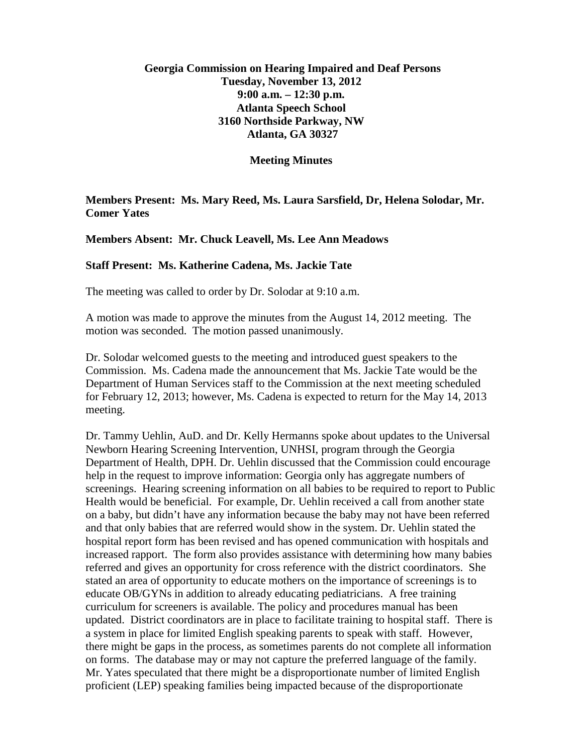**Georgia Commission on Hearing Impaired and Deaf Persons**
**Tuesday, November 13, 2012**
**9:00 a.m. – 12:30 p.m.**
**Atlanta Speech School**
**3160 Northside Parkway, NW**
**Atlanta, GA 30327**

**Meeting Minutes**

**Members Present: Ms. Mary Reed, Ms. Laura Sarsfield, Dr, Helena Solodar, Mr. Comer Yates**

**Members Absent: Mr. Chuck Leavell, Ms. Lee Ann Meadows**

**Staff Present: Ms. Katherine Cadena, Ms. Jackie Tate**

The meeting was called to order by Dr. Solodar at 9:10 a.m.

A motion was made to approve the minutes from the August 14, 2012 meeting. The motion was seconded. The motion passed unanimously.

Dr. Solodar welcomed guests to the meeting and introduced guest speakers to the Commission. Ms. Cadena made the announcement that Ms. Jackie Tate would be the Department of Human Services staff to the Commission at the next meeting scheduled for February 12, 2013; however, Ms. Cadena is expected to return for the May 14, 2013 meeting.

Dr. Tammy Uehlin, AuD. and Dr. Kelly Hermanns spoke about updates to the Universal Newborn Hearing Screening Intervention, UNHSI, program through the Georgia Department of Health, DPH. Dr. Uehlin discussed that the Commission could encourage help in the request to improve information: Georgia only has aggregate numbers of screenings. Hearing screening information on all babies to be required to report to Public Health would be beneficial. For example, Dr. Uehlin received a call from another state on a baby, but didn't have any information because the baby may not have been referred and that only babies that are referred would show in the system. Dr. Uehlin stated the hospital report form has been revised and has opened communication with hospitals and increased rapport. The form also provides assistance with determining how many babies referred and gives an opportunity for cross reference with the district coordinators. She stated an area of opportunity to educate mothers on the importance of screenings is to educate OB/GYNs in addition to already educating pediatricians. A free training curriculum for screeners is available. The policy and procedures manual has been updated. District coordinators are in place to facilitate training to hospital staff. There is a system in place for limited English speaking parents to speak with staff. However, there might be gaps in the process, as sometimes parents do not complete all information on forms. The database may or may not capture the preferred language of the family. Mr. Yates speculated that there might be a disproportionate number of limited English proficient (LEP) speaking families being impacted because of the disproportionate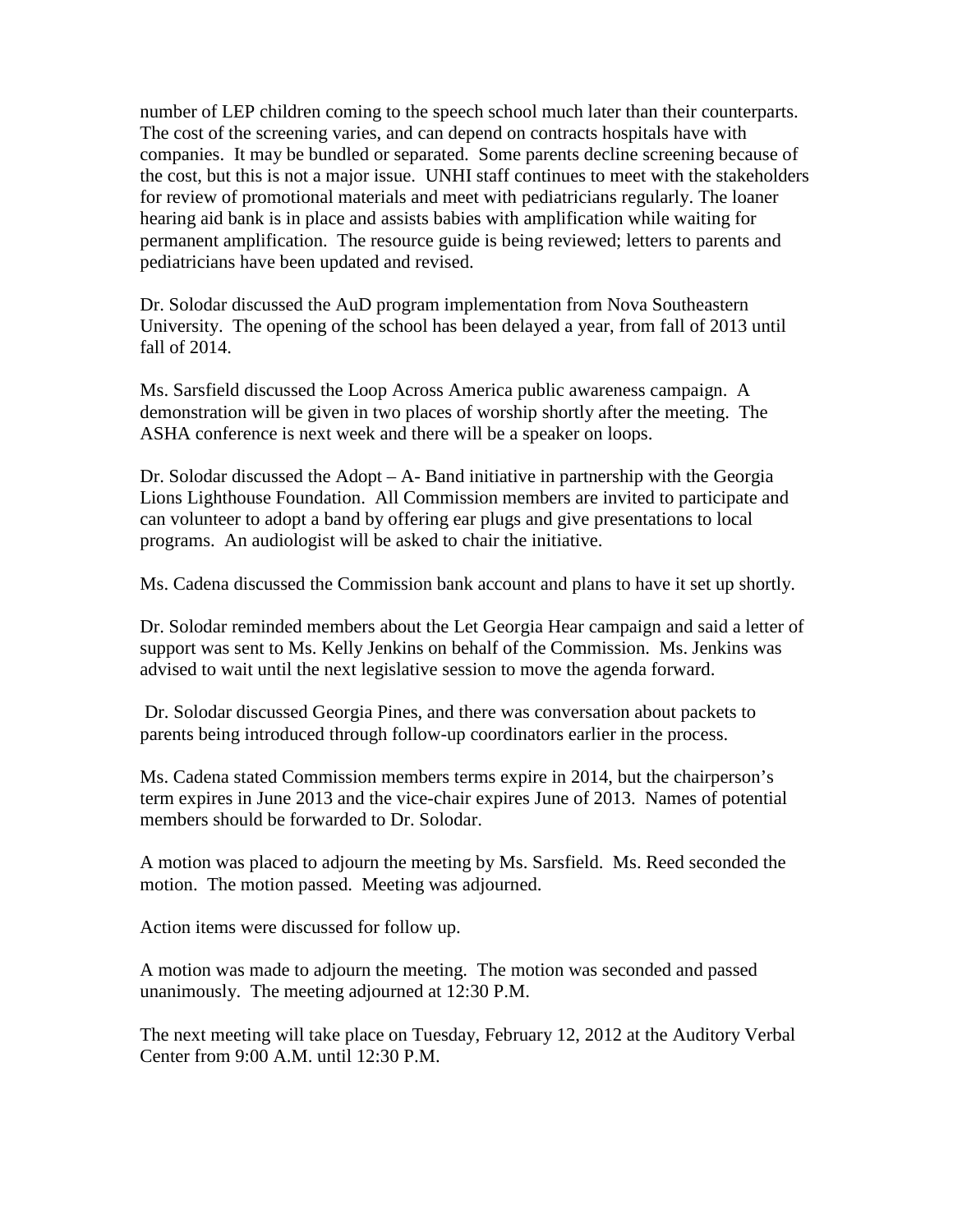number of LEP children coming to the speech school much later than their counterparts. The cost of the screening varies, and can depend on contracts hospitals have with companies. It may be bundled or separated. Some parents decline screening because of the cost, but this is not a major issue. UNHI staff continues to meet with the stakeholders for review of promotional materials and meet with pediatricians regularly. The loaner hearing aid bank is in place and assists babies with amplification while waiting for permanent amplification. The resource guide is being reviewed; letters to parents and pediatricians have been updated and revised.

Dr. Solodar discussed the AuD program implementation from Nova Southeastern University. The opening of the school has been delayed a year, from fall of 2013 until fall of 2014.

Ms. Sarsfield discussed the Loop Across America public awareness campaign. A demonstration will be given in two places of worship shortly after the meeting. The ASHA conference is next week and there will be a speaker on loops.

Dr. Solodar discussed the Adopt – A- Band initiative in partnership with the Georgia Lions Lighthouse Foundation. All Commission members are invited to participate and can volunteer to adopt a band by offering ear plugs and give presentations to local programs. An audiologist will be asked to chair the initiative.

Ms. Cadena discussed the Commission bank account and plans to have it set up shortly.

Dr. Solodar reminded members about the Let Georgia Hear campaign and said a letter of support was sent to Ms. Kelly Jenkins on behalf of the Commission. Ms. Jenkins was advised to wait until the next legislative session to move the agenda forward.

Dr. Solodar discussed Georgia Pines, and there was conversation about packets to parents being introduced through follow-up coordinators earlier in the process.

Ms. Cadena stated Commission members terms expire in 2014, but the chairperson's term expires in June 2013 and the vice-chair expires June of 2013. Names of potential members should be forwarded to Dr. Solodar.

A motion was placed to adjourn the meeting by Ms. Sarsfield. Ms. Reed seconded the motion. The motion passed. Meeting was adjourned.

Action items were discussed for follow up.

A motion was made to adjourn the meeting. The motion was seconded and passed unanimously. The meeting adjourned at 12:30 P.M.

The next meeting will take place on Tuesday, February 12, 2012 at the Auditory Verbal Center from 9:00 A.M. until 12:30 P.M.